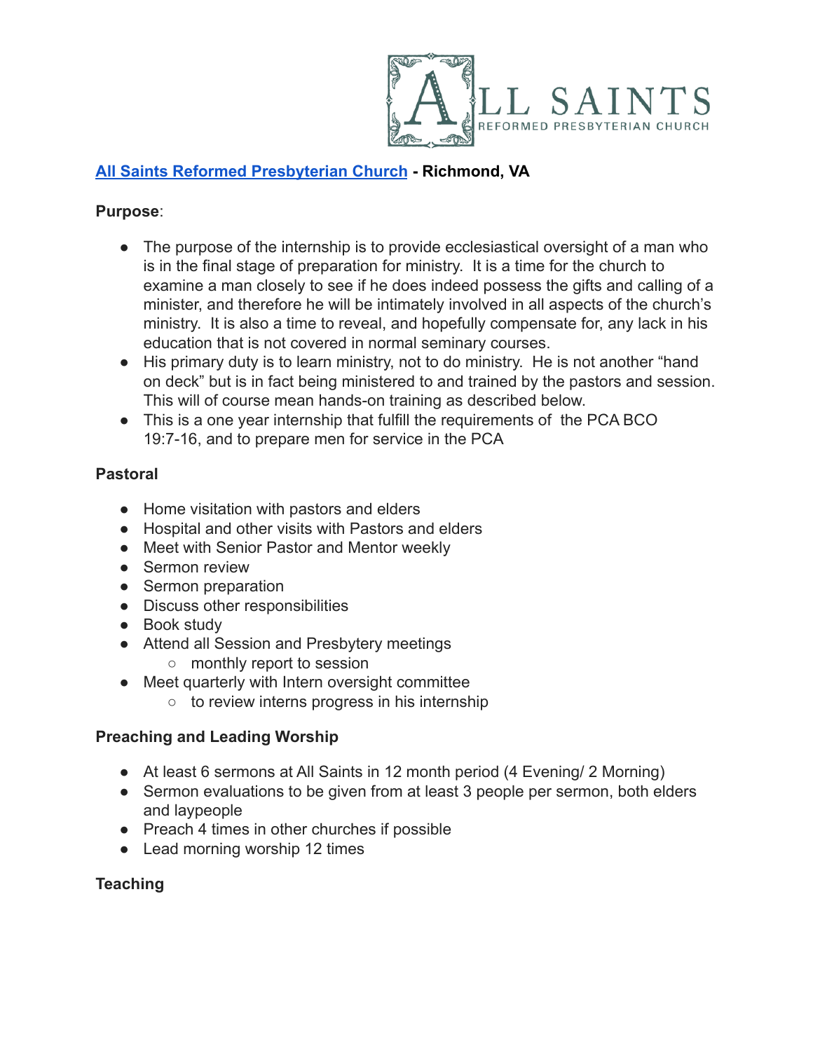ALL SAINTS
REFORMED PRESBYTERIAN CHURCH

**All Saints Reformed Presbyterian Church - Richmond, VA**

**Purpose**:

- The purpose of the internship is to provide ecclesiastical oversight of a man who is in the final stage of preparation for ministry. It is a time for the church to examine a man closely to see if he does indeed possess the gifts and calling of a minister, and therefore he will be intimately involved in all aspects of the church's ministry. It is also a time to reveal, and hopefully compensate for, any lack in his education that is not covered in normal seminary courses.
- His primary duty is to learn ministry, not to do ministry. He is not another "hand on deck" but is in fact being ministered to and trained by the pastors and session. This will of course mean hands-on training as described below.
- This is a one year internship that fulfill the requirements of the PCA BCO 19:7-16, and to prepare men for service in the PCA

**Pastoral**

- Home visitation with pastors and elders
- Hospital and other visits with Pastors and elders
- Meet with Senior Pastor and Mentor weekly
- Sermon review
- Sermon preparation
- Discuss other responsibilities
- Book study
- Attend all Session and Presbytery meetings
    - monthly report to session
- Meet quarterly with Intern oversight committee
    - to review interns progress in his internship

**Preaching and Leading Worship**

- At least 6 sermons at All Saints in 12 month period (4 Evening/ 2 Morning)
- Sermon evaluations to be given from at least 3 people per sermon, both elders and laypeople
- Preach 4 times in other churches if possible
- Lead morning worship 12 times

**Teaching**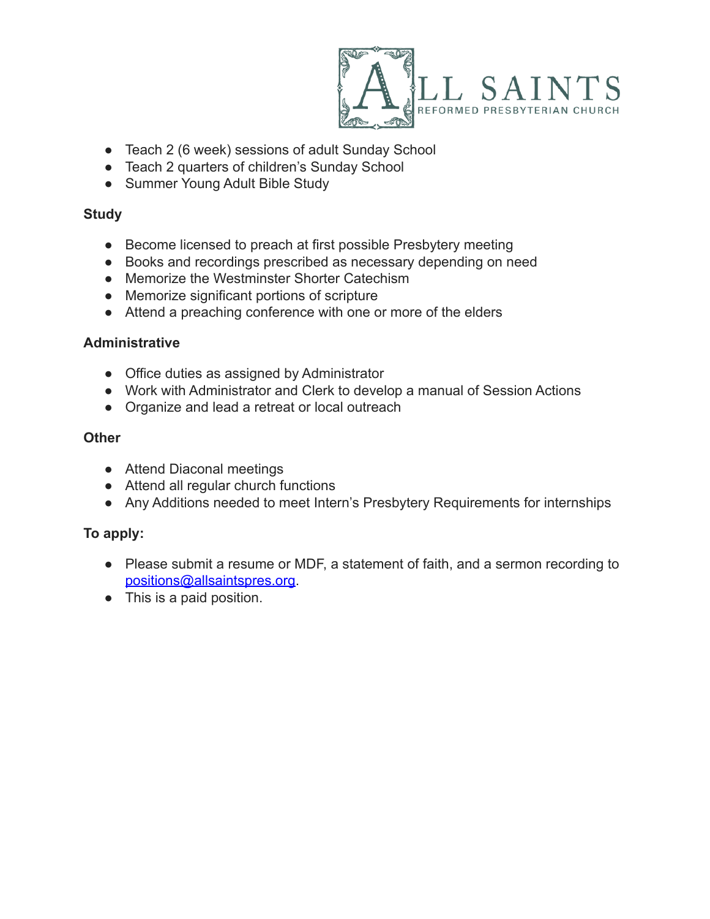- Teach 2 (6 week) sessions of adult Sunday School
- Teach 2 quarters of children's Sunday School
- Summer Young Adult Bible Study

**Study**

- Become licensed to preach at first possible Presbytery meeting
- Books and recordings prescribed as necessary depending on need
- Memorize the Westminster Shorter Catechism
- Memorize significant portions of scripture
- Attend a preaching conference with one or more of the elders

**Administrative**

- Office duties as assigned by Administrator
- Work with Administrator and Clerk to develop a manual of Session Actions
- Organize and lead a retreat or local outreach

**Other**

- Attend Diaconal meetings
- Attend all regular church functions
- Any Additions needed to meet Intern's Presbytery Requirements for internships

**To apply:**

- Please submit a resume or MDF, a statement of faith, and a sermon recording to positions@allsaintspres.org.
- This is a paid position.